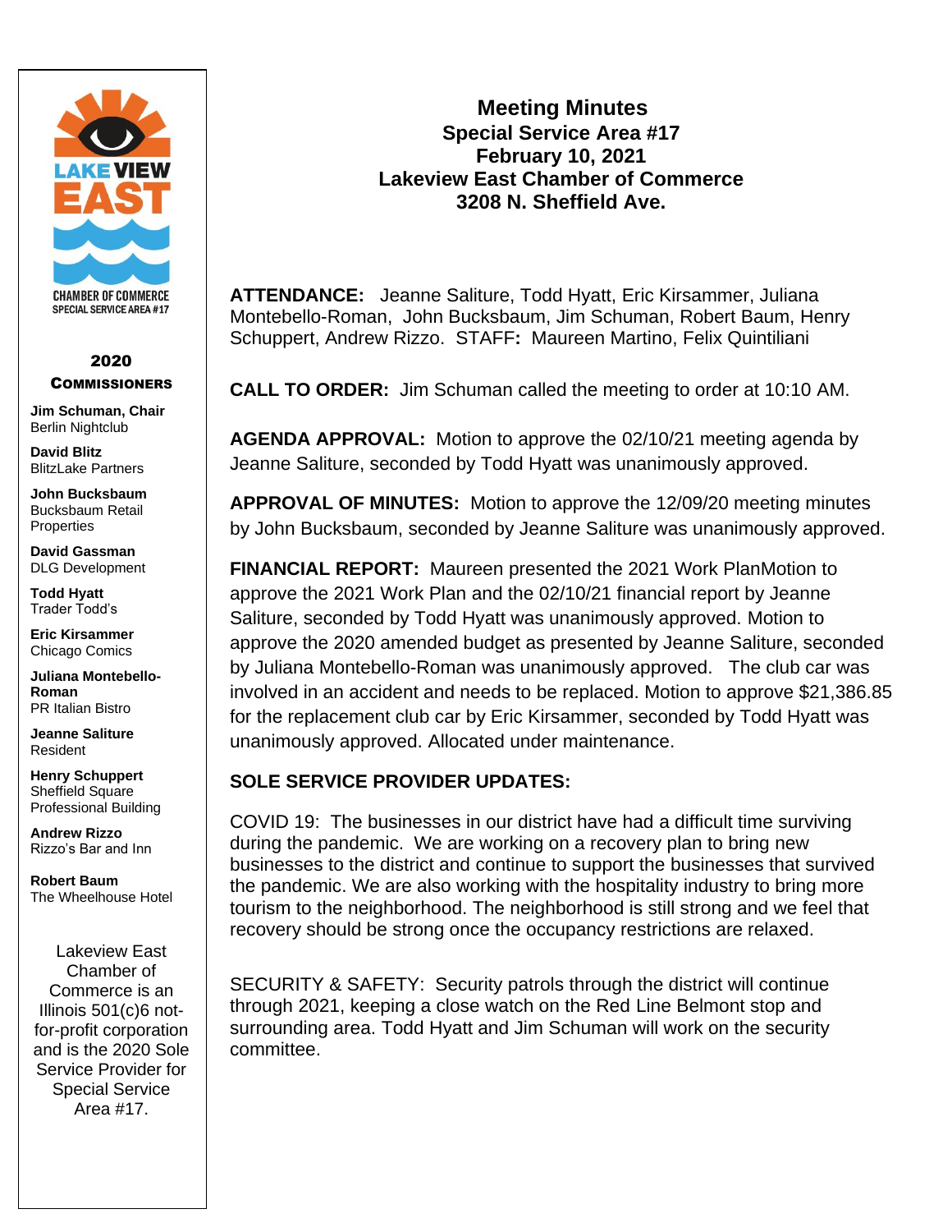# Meeting Minutes

## Special Service Area #17
## February 10, 2021
## Lakeview East Chamber of Commerce
## 3208 N. Sheffield Ave.

**ATTENDANCE:** Jeanne Saliture, Todd Hyatt, Eric Kirsammer, Juliana Montebello-Roman, John Bucksbaum, Jim Schuman, Robert Baum, Henry Schuppert, Andrew Rizzo. **STAFF:** Maureen Martino, Felix Quintiliani

**CALL TO ORDER:** Jim Schuman called the meeting to order at 10:10 AM.

**AGENDA APPROVAL:** Motion to approve the 02/10/21 meeting agenda by Jeanne Saliture, seconded by Todd Hyatt was unanimously approved.

**APPROVAL OF MINUTES:** Motion to approve the 12/09/20 meeting minutes by John Bucksbaum, seconded by Jeanne Saliture was unanimously approved.

**FINANCIAL REPORT:** Maureen presented the 2021 Work PlanMotion to approve the 2021 Work Plan and the 02/10/21 financial report by Jeanne Saliture, seconded by Todd Hyatt was unanimously approved. Motion to approve the 2020 amended budget as presented by Jeanne Saliture, seconded by Juliana Montebello-Roman was unanimously approved. The club car was involved in an accident and needs to be replaced. Motion to approve $21,386.85 for the replacement club car by Eric Kirsammer, seconded by Todd Hyatt was unanimously approved. Allocated under maintenance.

**SOLE SERVICE PROVIDER UPDATES:**

COVID 19: The businesses in our district have had a difficult time surviving during the pandemic. We are working on a recovery plan to bring new businesses to the district and continue to support the businesses that survived the pandemic. We are also working with the hospitality industry to bring more tourism to the neighborhood. The neighborhood is still strong and we feel that recovery should be strong once the occupancy restrictions are relaxed.

SECURITY & SAFETY: Security patrols through the district will continue through 2021, keeping a close watch on the Red Line Belmont stop and surrounding area. Todd Hyatt and Jim Schuman will work on the security committee.

---

LAKE VIEW EAST
CHAMBER OF COMMERCE
SPECIAL SERVICE AREA #17

**2020 COMMISSIONERS**

**Jim Schuman, Chair**
Berlin Nightclub

**David Blitz**
BlitzLake Partners

**John Bucksbaum**
Bucksbaum Retail Properties

**David Gassman**
DLG Development

**Todd Hyatt**
Trader Todd's

**Eric Kirsammer**
Chicago Comics

**Juliana Montebello-Roman**
PR Italian Bistro

**Jeanne Saliture**
Resident

**Henry Schuppert**
Sheffield Square Professional Building

**Andrew Rizzo**
Rizzo's Bar and Inn

**Robert Baum**
The Wheelhouse Hotel

Lakeview East Chamber of Commerce is an Illinois 501(c)6 not-for-profit corporation and is the 2020 Sole Service Provider for Special Service Area #17.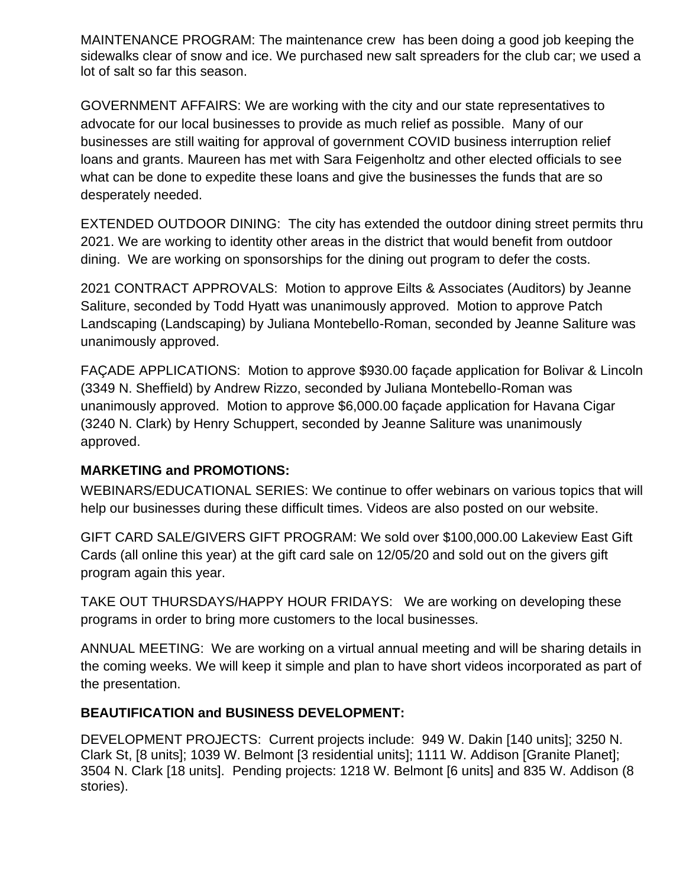MAINTENANCE PROGRAM: The maintenance crew has been doing a good job keeping the sidewalks clear of snow and ice. We purchased new salt spreaders for the club car; we used a lot of salt so far this season.

GOVERNMENT AFFAIRS: We are working with the city and our state representatives to advocate for our local businesses to provide as much relief as possible. Many of our businesses are still waiting for approval of government COVID business interruption relief loans and grants. Maureen has met with Sara Feigenholtz and other elected officials to see what can be done to expedite these loans and give the businesses the funds that are so desperately needed.

EXTENDED OUTDOOR DINING: The city has extended the outdoor dining street permits thru 2021. We are working to identity other areas in the district that would benefit from outdoor dining. We are working on sponsorships for the dining out program to defer the costs.

2021 CONTRACT APPROVALS: Motion to approve Eilts & Associates (Auditors) by Jeanne Saliture, seconded by Todd Hyatt was unanimously approved. Motion to approve Patch Landscaping (Landscaping) by Juliana Montebello-Roman, seconded by Jeanne Saliture was unanimously approved.

FAÇADE APPLICATIONS: Motion to approve $930.00 façade application for Bolivar & Lincoln (3349 N. Sheffield) by Andrew Rizzo, seconded by Juliana Montebello-Roman was unanimously approved. Motion to approve $6,000.00 façade application for Havana Cigar (3240 N. Clark) by Henry Schuppert, seconded by Jeanne Saliture was unanimously approved.

**MARKETING and PROMOTIONS:**

WEBINARS/EDUCATIONAL SERIES: We continue to offer webinars on various topics that will help our businesses during these difficult times. Videos are also posted on our website.

GIFT CARD SALE/GIVERS GIFT PROGRAM: We sold over $100,000.00 Lakeview East Gift Cards (all online this year) at the gift card sale on 12/05/20 and sold out on the givers gift program again this year.

TAKE OUT THURSDAYS/HAPPY HOUR FRIDAYS: We are working on developing these programs in order to bring more customers to the local businesses.

ANNUAL MEETING: We are working on a virtual annual meeting and will be sharing details in the coming weeks. We will keep it simple and plan to have short videos incorporated as part of the presentation.

**BEAUTIFICATION and BUSINESS DEVELOPMENT:**

DEVELOPMENT PROJECTS: Current projects include: 949 W. Dakin [140 units]; 3250 N. Clark St, [8 units]; 1039 W. Belmont [3 residential units]; 1111 W. Addison [Granite Planet]; 3504 N. Clark [18 units]. Pending projects: 1218 W. Belmont [6 units] and 835 W. Addison (8 stories).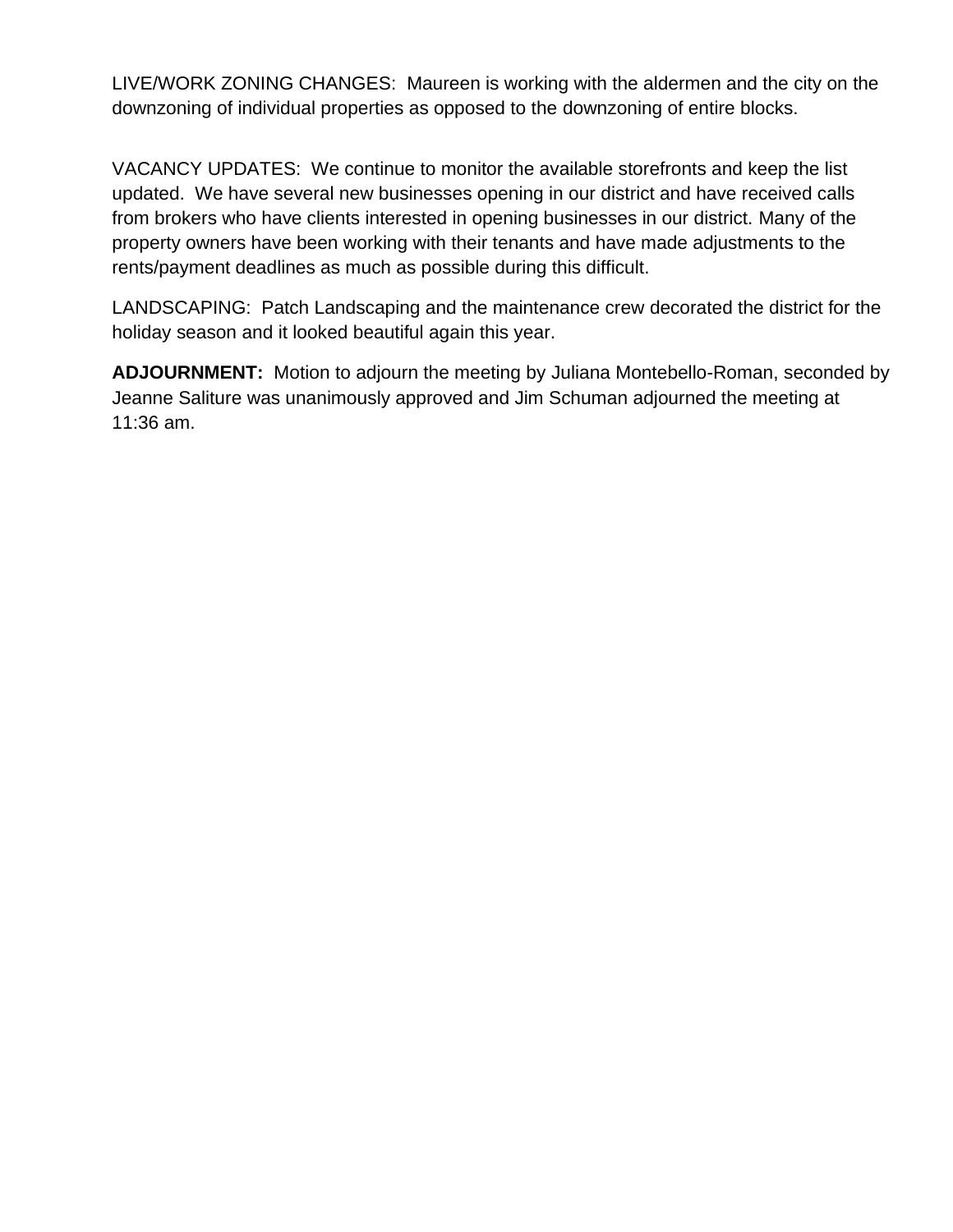LIVE/WORK ZONING CHANGES:  Maureen is working with the aldermen and the city on the downzoning of individual properties as opposed to the downzoning of entire blocks.

VACANCY UPDATES:  We continue to monitor the available storefronts and keep the list updated.  We have several new businesses opening in our district and have received calls from brokers who have clients interested in opening businesses in our district. Many of the property owners have been working with their tenants and have made adjustments to the rents/payment deadlines as much as possible during this difficult.

LANDSCAPING:  Patch Landscaping and the maintenance crew decorated the district for the holiday season and it looked beautiful again this year.

**ADJOURNMENT:** Motion to adjourn the meeting by Juliana Montebello-Roman, seconded by Jeanne Saliture was unanimously approved and Jim Schuman adjourned the meeting at 11:36 am.